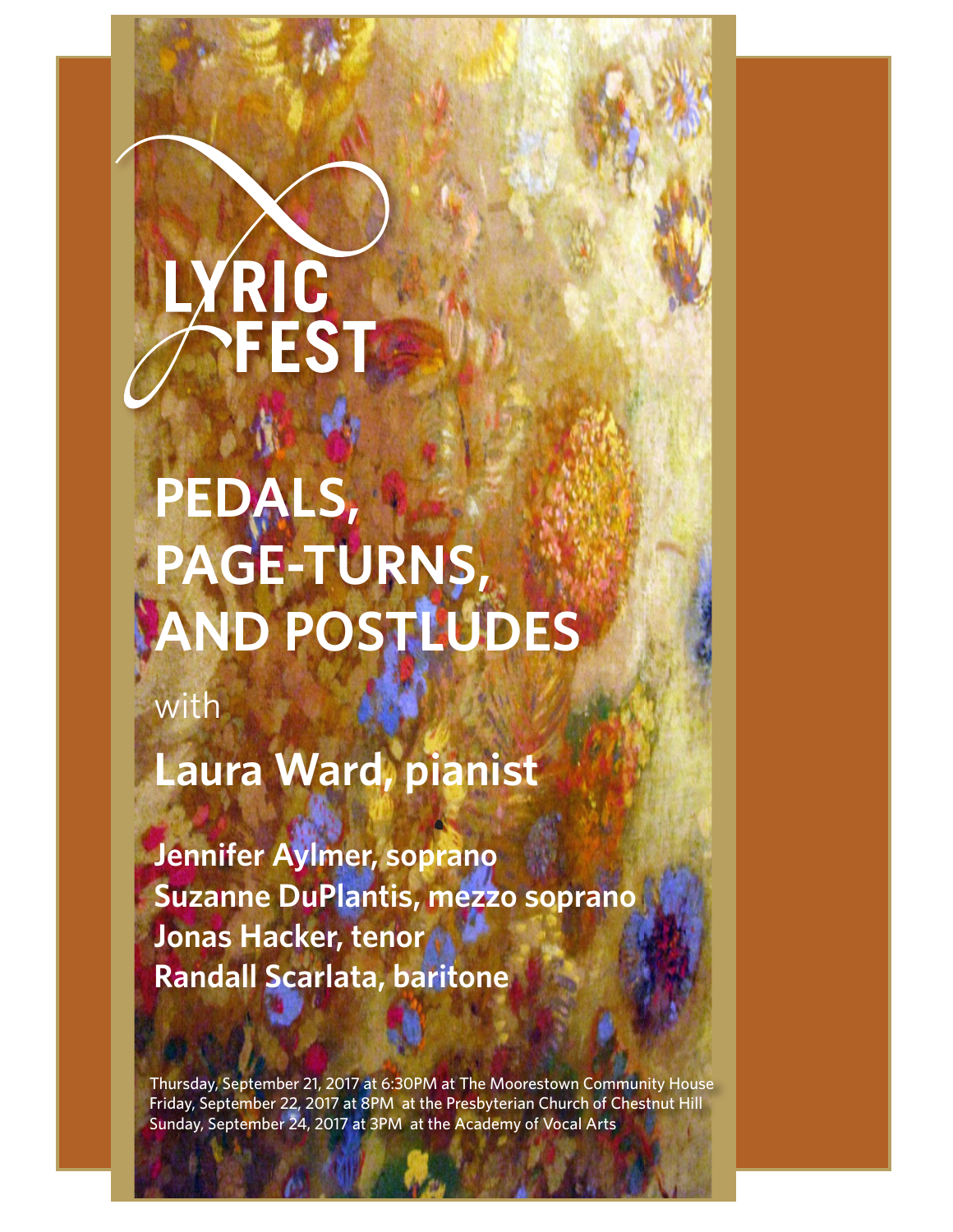# LYRIC FEST

# PEDALS, PAGE-TURNS, AND POSTLUDES

with

## Laura Ward, pianist

**Jennifer Aylmer, soprano**
**Suzanne DuPlantis, mezzo soprano**
**Jonas Hacker, tenor**
**Randall Scarlata, baritone**

Thursday, September 21, 2017 at 6:30PM at The Moorestown Community House
Friday, September 22, 2017 at 8PM at the Presbyterian Church of Chestnut Hill
Sunday, September 24, 2017 at 3PM at the Academy of Vocal Arts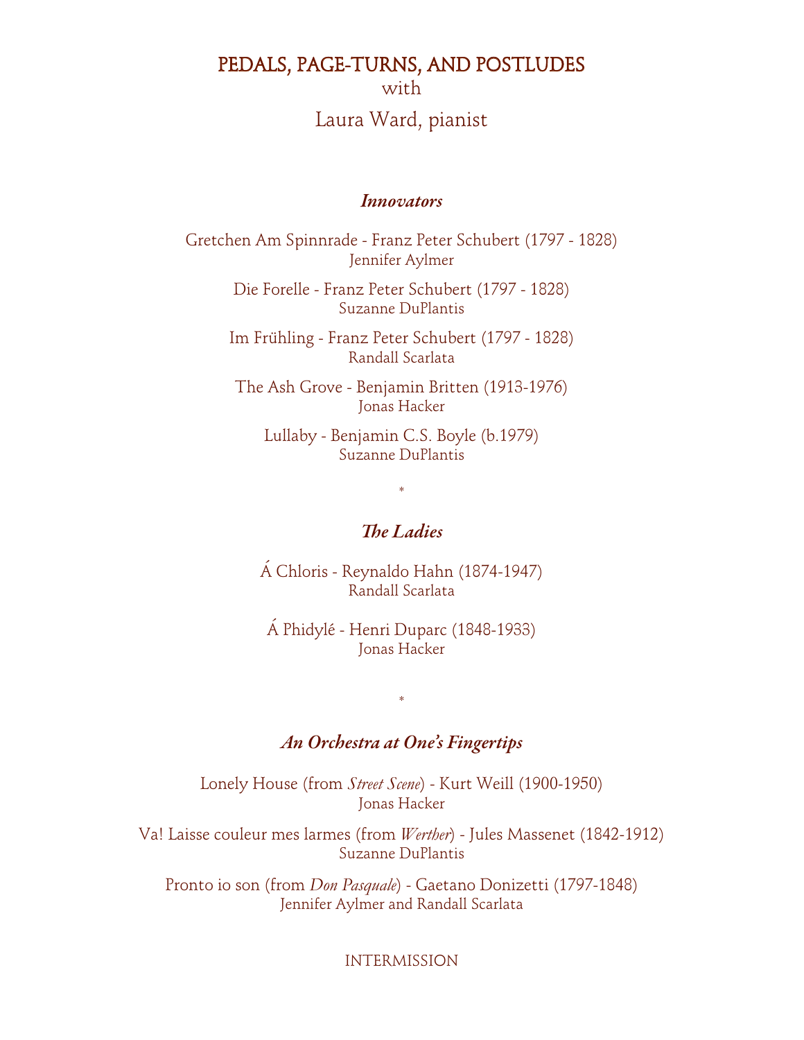# PEDALS, PAGE-TURNS, AND POSTLUDES

with

Laura Ward, pianist

## *Innovators*

Gretchen Am Spinnrade - Franz Peter Schubert (1797 - 1828)
Jennifer Aylmer

Die Forelle - Franz Peter Schubert (1797 - 1828)
Suzanne DuPlantis

Im Frühling - Franz Peter Schubert (1797 - 1828)
Randall Scarlata

The Ash Grove - Benjamin Britten (1913-1976)
Jonas Hacker

Lullaby - Benjamin C.S. Boyle (b.1979)
Suzanne DuPlantis

*

## *The Ladies*

Á Chloris - Reynaldo Hahn (1874-1947)
Randall Scarlata

Á Phidylé - Henri Duparc (1848-1933)
Jonas Hacker

*

## *An Orchestra at One's Fingertips*

Lonely House (from *Street Scene*) - Kurt Weill (1900-1950)
Jonas Hacker

Va! Laisse couleur mes larmes (from *Werther*) - Jules Massenet (1842-1912)
Suzanne DuPlantis

Pronto io son (from *Don Pasquale*) - Gaetano Donizetti (1797-1848)
Jennifer Aylmer and Randall Scarlata

INTERMISSION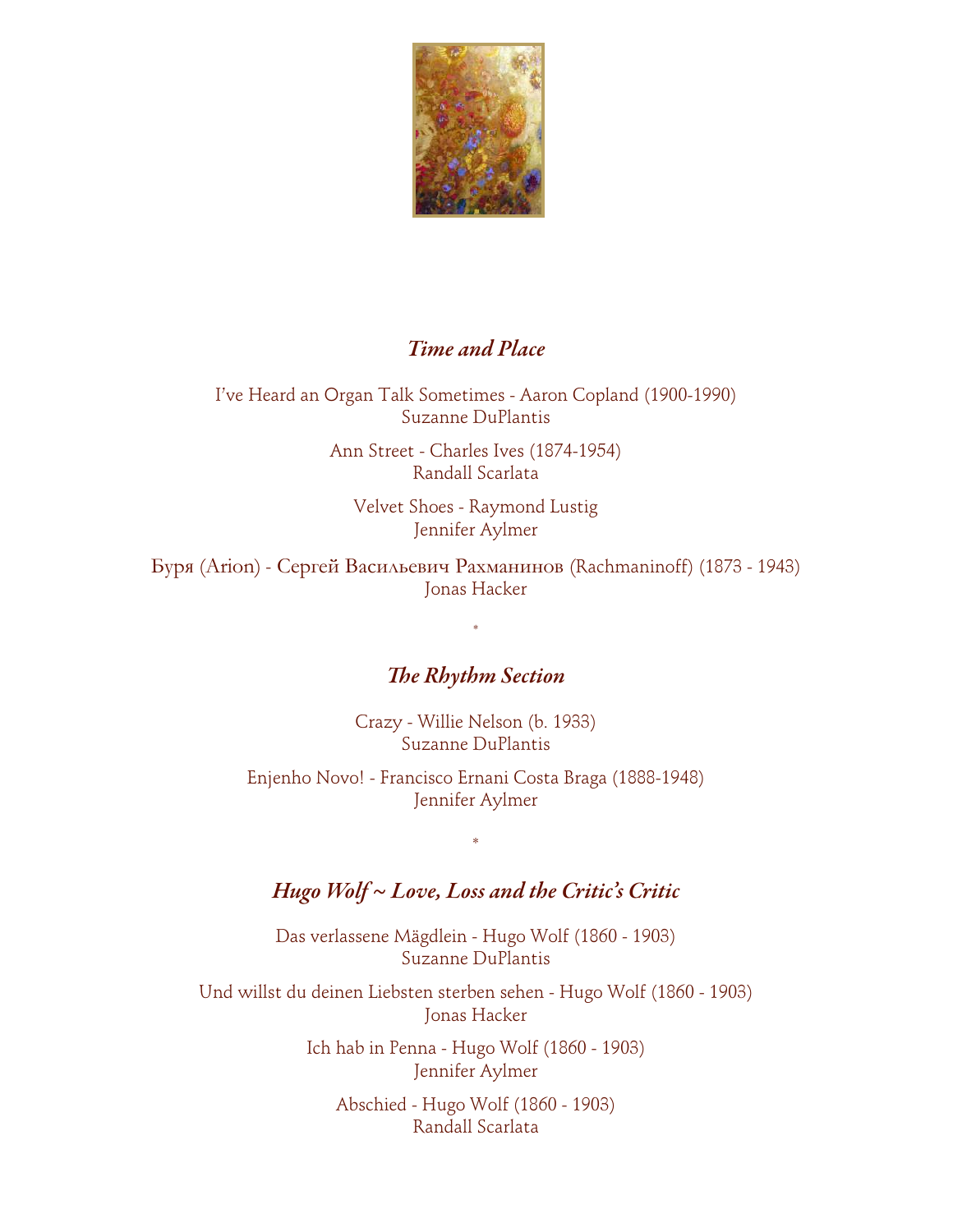## *Time and Place*

I've Heard an Organ Talk Sometimes - Aaron Copland (1900-1990)
Suzanne DuPlantis

Ann Street - Charles Ives (1874-1954)
Randall Scarlata

Velvet Shoes - Raymond Lustig
Jennifer Aylmer

Буря (Arion) - Сергей Васильевич Рахманинов (Rachmaninoff) (1873 - 1943)
Jonas Hacker

*

## *The Rhythm Section*

Crazy - Willie Nelson (b. 1933)
Suzanne DuPlantis

Enjenho Novo! - Francisco Ernani Costa Braga (1888-1948)
Jennifer Aylmer

*

## *Hugo Wolf ~ Love, Loss and the Critic's Critic*

Das verlassene Mägdlein - Hugo Wolf (1860 - 1903)
Suzanne DuPlantis

Und willst du deinen Liebsten sterben sehen - Hugo Wolf (1860 - 1903)
Jonas Hacker

Ich hab in Penna - Hugo Wolf (1860 - 1903)
Jennifer Aylmer

Abschied - Hugo Wolf (1860 - 1903)
Randall Scarlata